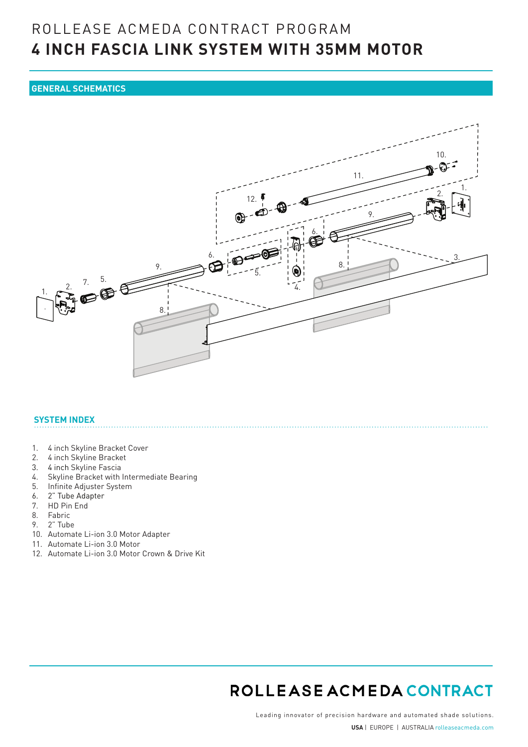# ROLLEASE ACMEDA CONTRACT PROGRAM

# 4 INCH FASCIA LINK SYSTEM WITH 35MM MOTOR

## GENERAL SCHEMATICS

## SYSTEM INDEX

1. 4 inch Skyline Bracket Cover
2. 4 inch Skyline Bracket
3. 4 inch Skyline Fascia
4. Skyline Bracket with Intermediate Bearing
5. Infinite Adjuster System
6. 2" Tube Adapter
7. HD Pin End
8. Fabric
9. 2" Tube
10. Automate Li-ion 3.0 Motor Adapter
11. Automate Li-ion 3.0 Motor
12. Automate Li-ion 3.0 Motor Crown & Drive Kit

ROLLEASE ACMEDA CONTRACT

Leading innovator of precision hardware and automated shade solutions.

**USA** | EUROPE | AUSTRALIA rolleaseacmeda.com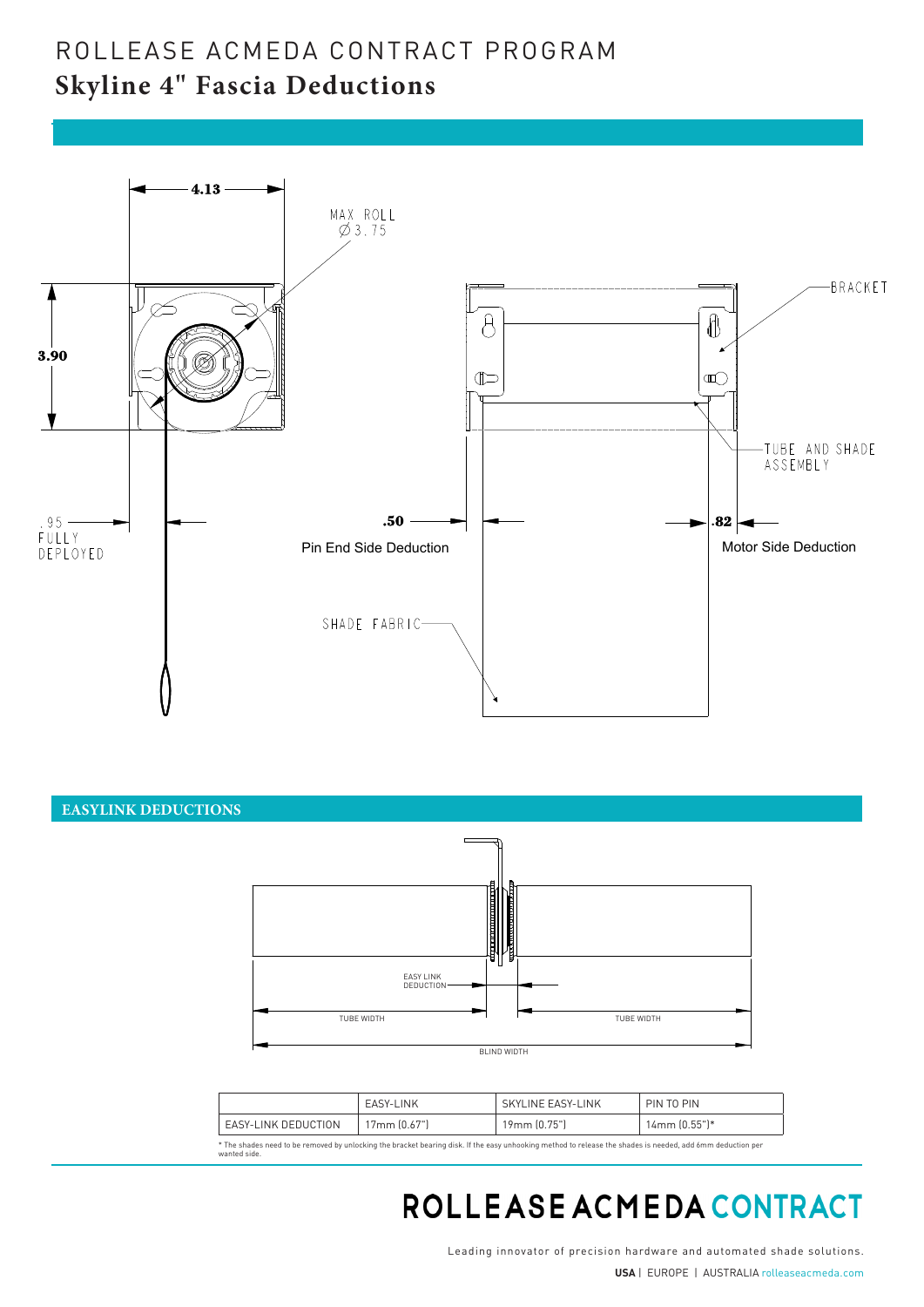# ROLLEASE ACMEDA CONTRACT PROGRAM

## Skyline 4" Fascia Deductions

4.13

MAX ROLL
Ø 3.75

3.90

BRACKET

TUBE AND SHADE ASSEMBLY

.95
FULLY
DEPLOYED

.50

Pin End Side Deduction

.82

Motor Side Deduction

SHADE FABRIC

## EASYLINK DEDUCTIONS

EASY LINK DEDUCTION

TUBE WIDTH

TUBE WIDTH

BLIND WIDTH

| | EASY-LINK | SKYLINE EASY-LINK | PIN TO PIN |
|---|---|---|---|
| EASY-LINK DEDUCTION | 17mm (0.67") | 19mm (0.75") | 14mm (0.55")* |

* The shades need to be removed by unlocking the bracket bearing disk. If the easy unhooking method to release the shades is needed, add 6mm deduction per wanted side.

**ROLLEASE ACMEDA CONTRACT**

Leading innovator of precision hardware and automated shade solutions.

**USA** | EUROPE | AUSTRALIA rolleaseacmeda.com